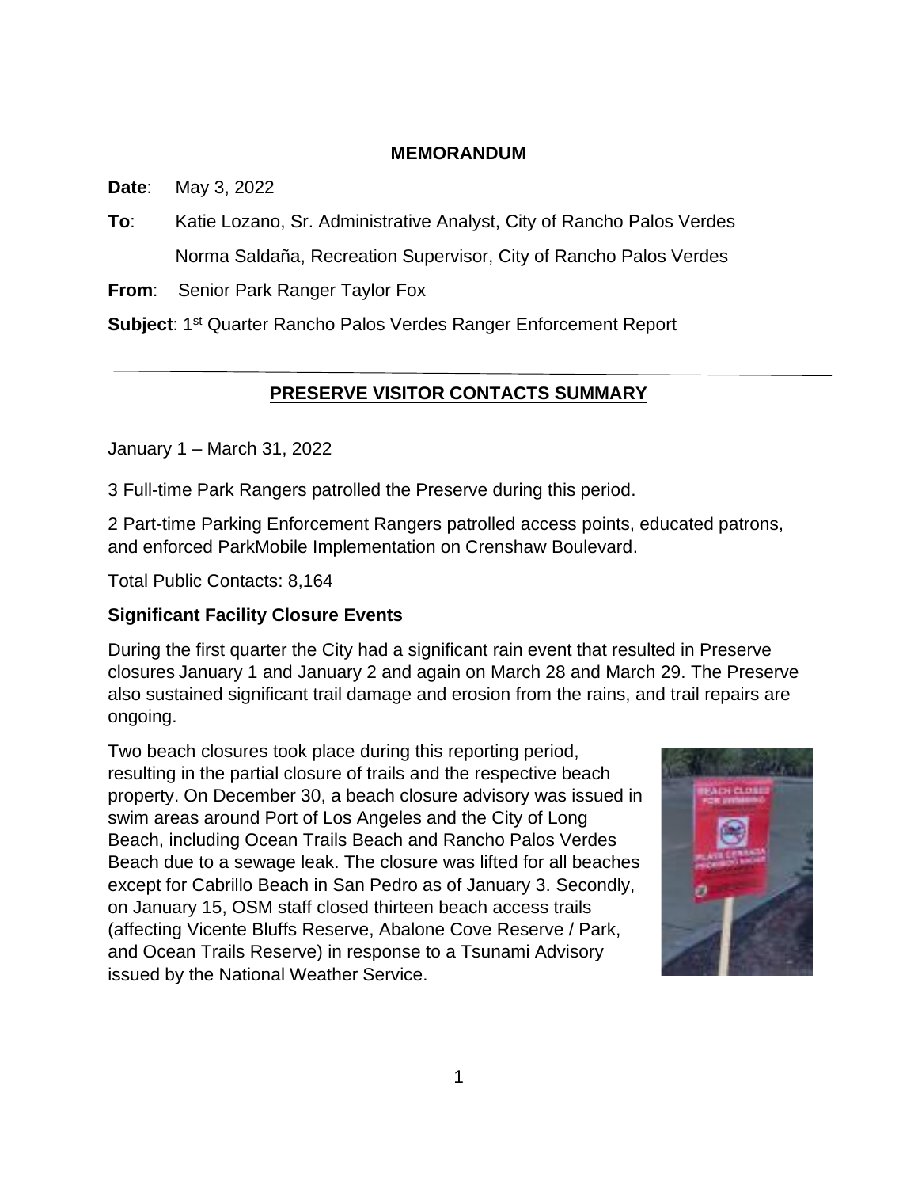**MEMORANDUM**

**Date**: May 3, 2022

**To**: Katie Lozano, Sr. Administrative Analyst, City of Rancho Palos Verdes

Norma Saldaña, Recreation Supervisor, City of Rancho Palos Verdes

**From**: Senior Park Ranger Taylor Fox

**Subject**: 1st Quarter Rancho Palos Verdes Ranger Enforcement Report

---

## PRESERVE VISITOR CONTACTS SUMMARY

January 1 – March 31, 2022

3 Full-time Park Rangers patrolled the Preserve during this period.

2 Part-time Parking Enforcement Rangers patrolled access points, educated patrons, and enforced ParkMobile Implementation on Crenshaw Boulevard.

Total Public Contacts: 8,164

**Significant Facility Closure Events**

During the first quarter the City had a significant rain event that resulted in Preserve closures January 1 and January 2 and again on March 28 and March 29. The Preserve also sustained significant trail damage and erosion from the rains, and trail repairs are ongoing.

Two beach closures took place during this reporting period, resulting in the partial closure of trails and the respective beach property. On December 30, a beach closure advisory was issued in swim areas around Port of Los Angeles and the City of Long Beach, including Ocean Trails Beach and Rancho Palos Verdes Beach due to a sewage leak. The closure was lifted for all beaches except for Cabrillo Beach in San Pedro as of January 3. Secondly, on January 15, OSM staff closed thirteen beach access trails (affecting Vicente Bluffs Reserve, Abalone Cove Reserve / Park, and Ocean Trails Reserve) in response to a Tsunami Advisory issued by the National Weather Service.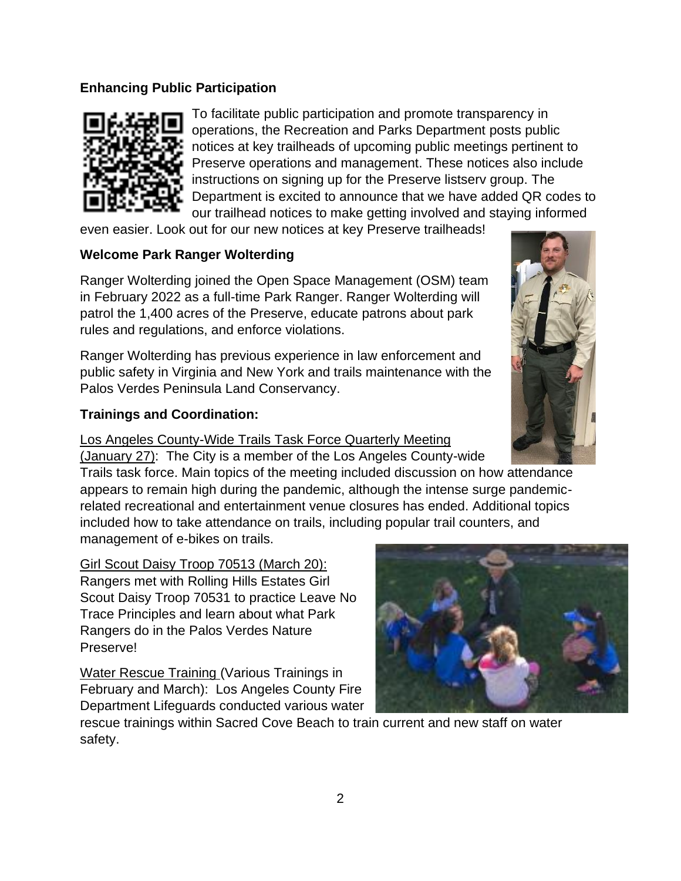**Enhancing Public Participation**

To facilitate public participation and promote transparency in operations, the Recreation and Parks Department posts public notices at key trailheads of upcoming public meetings pertinent to Preserve operations and management. These notices also include instructions on signing up for the Preserve listserv group. The Department is excited to announce that we have added QR codes to our trailhead notices to make getting involved and staying informed even easier. Look out for our new notices at key Preserve trailheads!

**Welcome Park Ranger Wolterding**

Ranger Wolterding joined the Open Space Management (OSM) team in February 2022 as a full-time Park Ranger. Ranger Wolterding will patrol the 1,400 acres of the Preserve, educate patrons about park rules and regulations, and enforce violations.

Ranger Wolterding has previous experience in law enforcement and public safety in Virginia and New York and trails maintenance with the Palos Verdes Peninsula Land Conservancy.

**Trainings and Coordination:**

Los Angeles County-Wide Trails Task Force Quarterly Meeting (January 27): The City is a member of the Los Angeles County-wide Trails task force. Main topics of the meeting included discussion on how attendance appears to remain high during the pandemic, although the intense surge pandemic-related recreational and entertainment venue closures has ended. Additional topics included how to take attendance on trails, including popular trail counters, and management of e-bikes on trails.

Girl Scout Daisy Troop 70513 (March 20): Rangers met with Rolling Hills Estates Girl Scout Daisy Troop 70531 to practice Leave No Trace Principles and learn about what Park Rangers do in the Palos Verdes Nature Preserve!

Water Rescue Training (Various Trainings in February and March): Los Angeles County Fire Department Lifeguards conducted various water rescue trainings within Sacred Cove Beach to train current and new staff on water safety.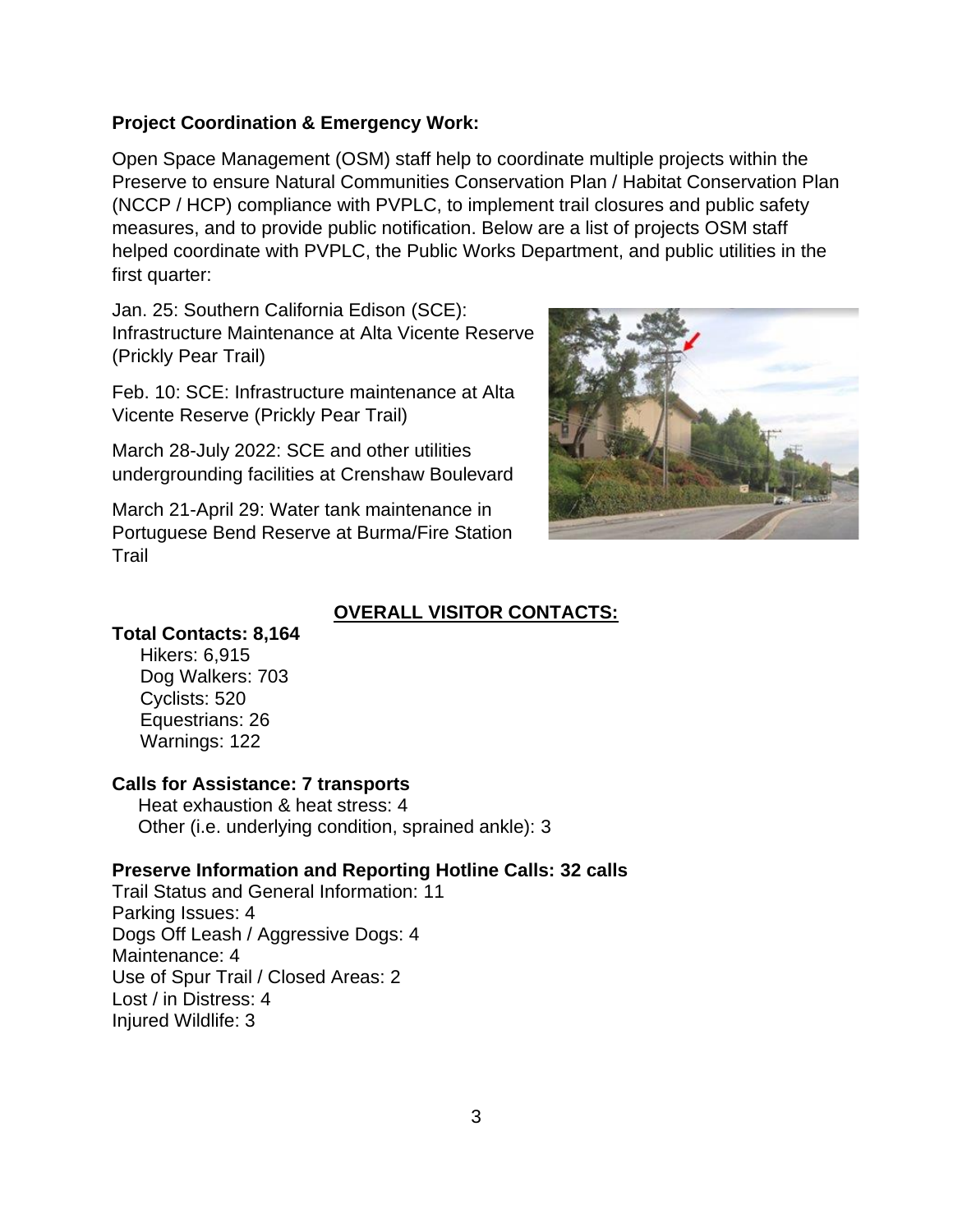**Project Coordination & Emergency Work:**

Open Space Management (OSM) staff help to coordinate multiple projects within the Preserve to ensure Natural Communities Conservation Plan / Habitat Conservation Plan (NCCP / HCP) compliance with PVPLC, to implement trail closures and public safety measures, and to provide public notification. Below are a list of projects OSM staff helped coordinate with PVPLC, the Public Works Department, and public utilities in the first quarter:

Jan. 25: Southern California Edison (SCE): Infrastructure Maintenance at Alta Vicente Reserve (Prickly Pear Trail)

Feb. 10: SCE: Infrastructure maintenance at Alta Vicente Reserve (Prickly Pear Trail)

March 28-July 2022: SCE and other utilities undergrounding facilities at Crenshaw Boulevard

March 21-April 29: Water tank maintenance in Portuguese Bend Reserve at Burma/Fire Station Trail

## OVERALL VISITOR CONTACTS:

**Total Contacts: 8,164**

- Hikers: 6,915
- Dog Walkers: 703
- Cyclists: 520
- Equestrians: 26
- Warnings: 122

**Calls for Assistance: 7 transports**

- Heat exhaustion & heat stress: 4
- Other (i.e. underlying condition, sprained ankle): 3

**Preserve Information and Reporting Hotline Calls: 32 calls**

Trail Status and General Information: 11
Parking Issues: 4
Dogs Off Leash / Aggressive Dogs: 4
Maintenance: 4
Use of Spur Trail / Closed Areas: 2
Lost / in Distress: 4
Injured Wildlife: 3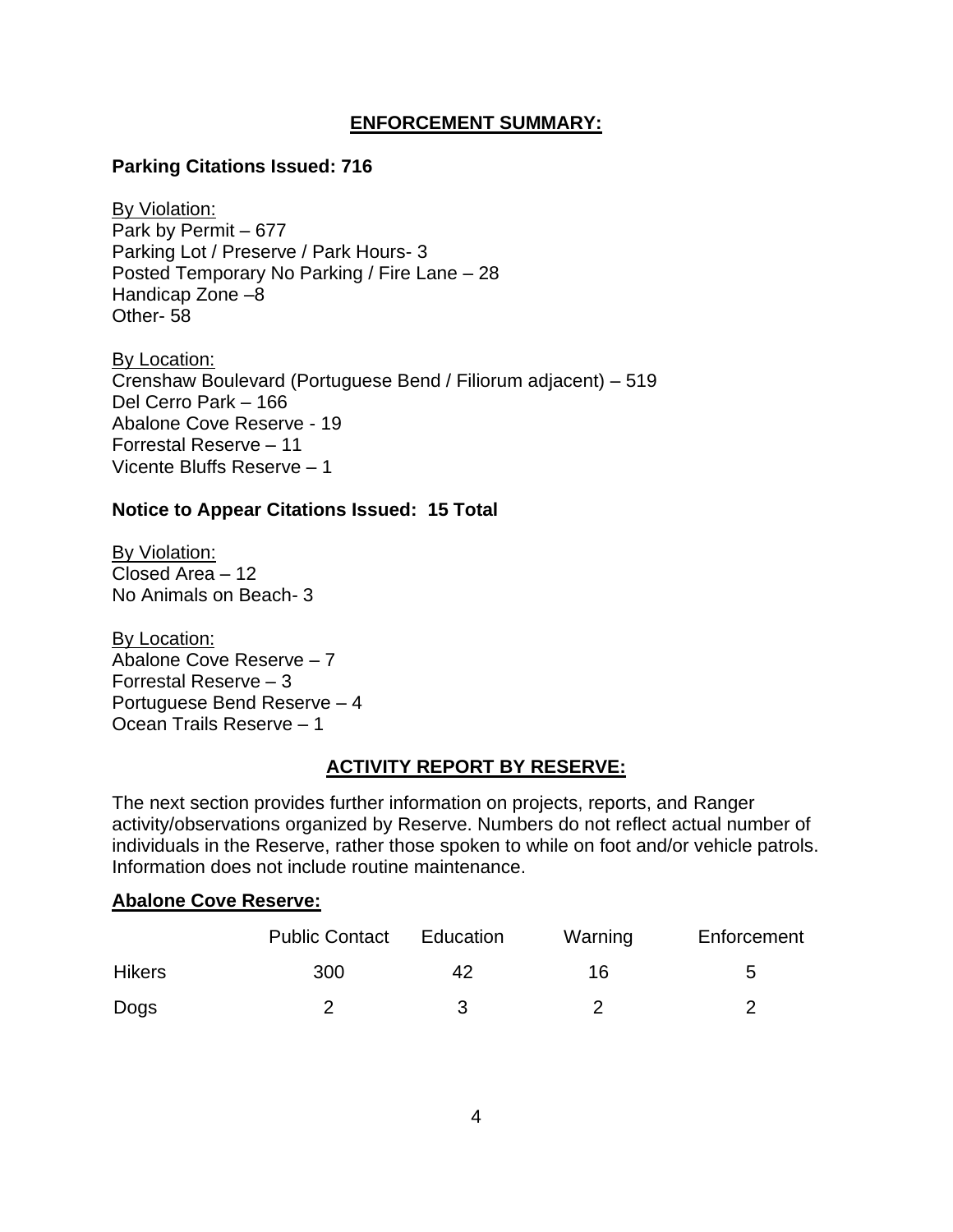## ENFORCEMENT SUMMARY:

**Parking Citations Issued: 716**

By Violation:
Park by Permit – 677
Parking Lot / Preserve / Park Hours- 3
Posted Temporary No Parking / Fire Lane – 28
Handicap Zone –8
Other- 58

By Location:
Crenshaw Boulevard (Portuguese Bend / Filiorum adjacent) – 519
Del Cerro Park – 166
Abalone Cove Reserve - 19
Forrestal Reserve – 11
Vicente Bluffs Reserve – 1

**Notice to Appear Citations Issued: 15 Total**

By Violation:
Closed Area – 12
No Animals on Beach- 3

By Location:
Abalone Cove Reserve – 7
Forrestal Reserve – 3
Portuguese Bend Reserve – 4
Ocean Trails Reserve – 1

## ACTIVITY REPORT BY RESERVE:

The next section provides further information on projects, reports, and Ranger activity/observations organized by Reserve. Numbers do not reflect actual number of individuals in the Reserve, rather those spoken to while on foot and/or vehicle patrols. Information does not include routine maintenance.

### Abalone Cove Reserve:

| | Public Contact | Education | Warning | Enforcement |
|---|---|---|---|---|
| Hikers | 300 | 42 | 16 | 5 |
| Dogs | 2 | 3 | 2 | 2 |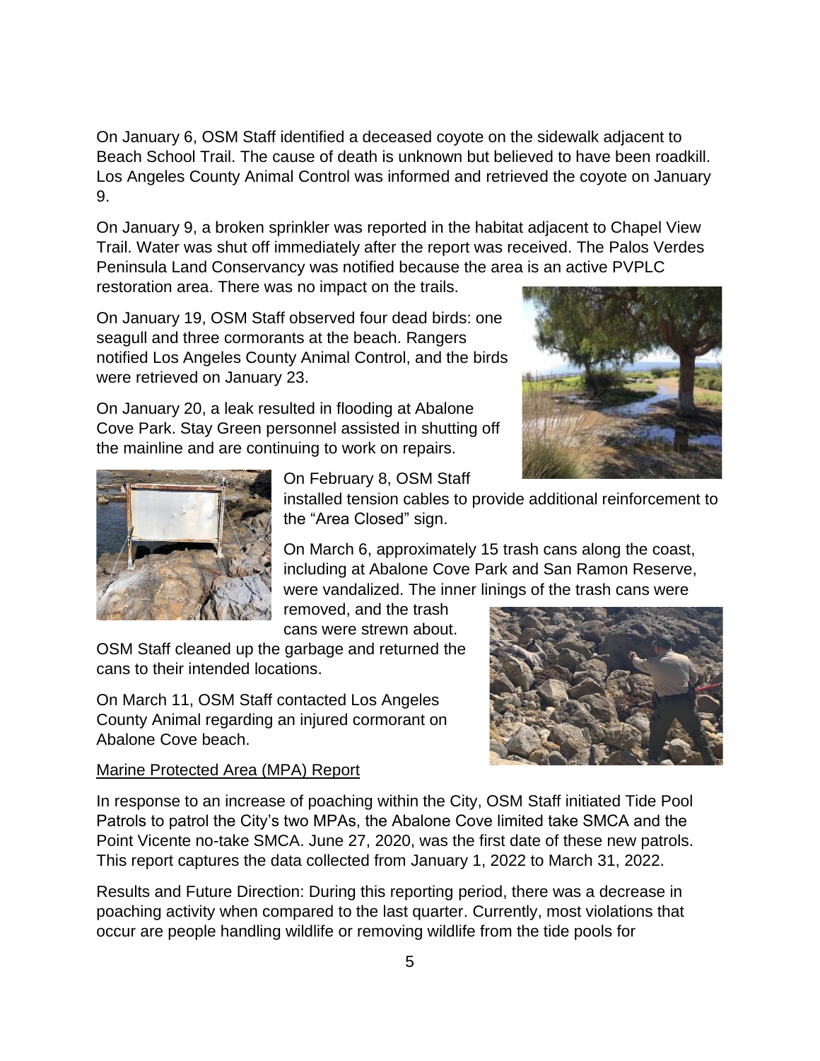On January 6, OSM Staff identified a deceased coyote on the sidewalk adjacent to Beach School Trail. The cause of death is unknown but believed to have been roadkill. Los Angeles County Animal Control was informed and retrieved the coyote on January 9.

On January 9, a broken sprinkler was reported in the habitat adjacent to Chapel View Trail. Water was shut off immediately after the report was received. The Palos Verdes Peninsula Land Conservancy was notified because the area is an active PVPLC restoration area. There was no impact on the trails.

On January 19, OSM Staff observed four dead birds: one seagull and three cormorants at the beach. Rangers notified Los Angeles County Animal Control, and the birds were retrieved on January 23.

On January 20, a leak resulted in flooding at Abalone Cove Park. Stay Green personnel assisted in shutting off the mainline and are continuing to work on repairs.

On February 8, OSM Staff installed tension cables to provide additional reinforcement to the "Area Closed" sign.

On March 6, approximately 15 trash cans along the coast, including at Abalone Cove Park and San Ramon Reserve, were vandalized. The inner linings of the trash cans were removed, and the trash cans were strewn about. OSM Staff cleaned up the garbage and returned the cans to their intended locations.

On March 11, OSM Staff contacted Los Angeles County Animal regarding an injured cormorant on Abalone Cove beach.

<u>Marine Protected Area (MPA) Report</u>

In response to an increase of poaching within the City, OSM Staff initiated Tide Pool Patrols to patrol the City's two MPAs, the Abalone Cove limited take SMCA and the Point Vicente no-take SMCA. June 27, 2020, was the first date of these new patrols. This report captures the data collected from January 1, 2022 to March 31, 2022.

Results and Future Direction: During this reporting period, there was a decrease in poaching activity when compared to the last quarter. Currently, most violations that occur are people handling wildlife or removing wildlife from the tide pools for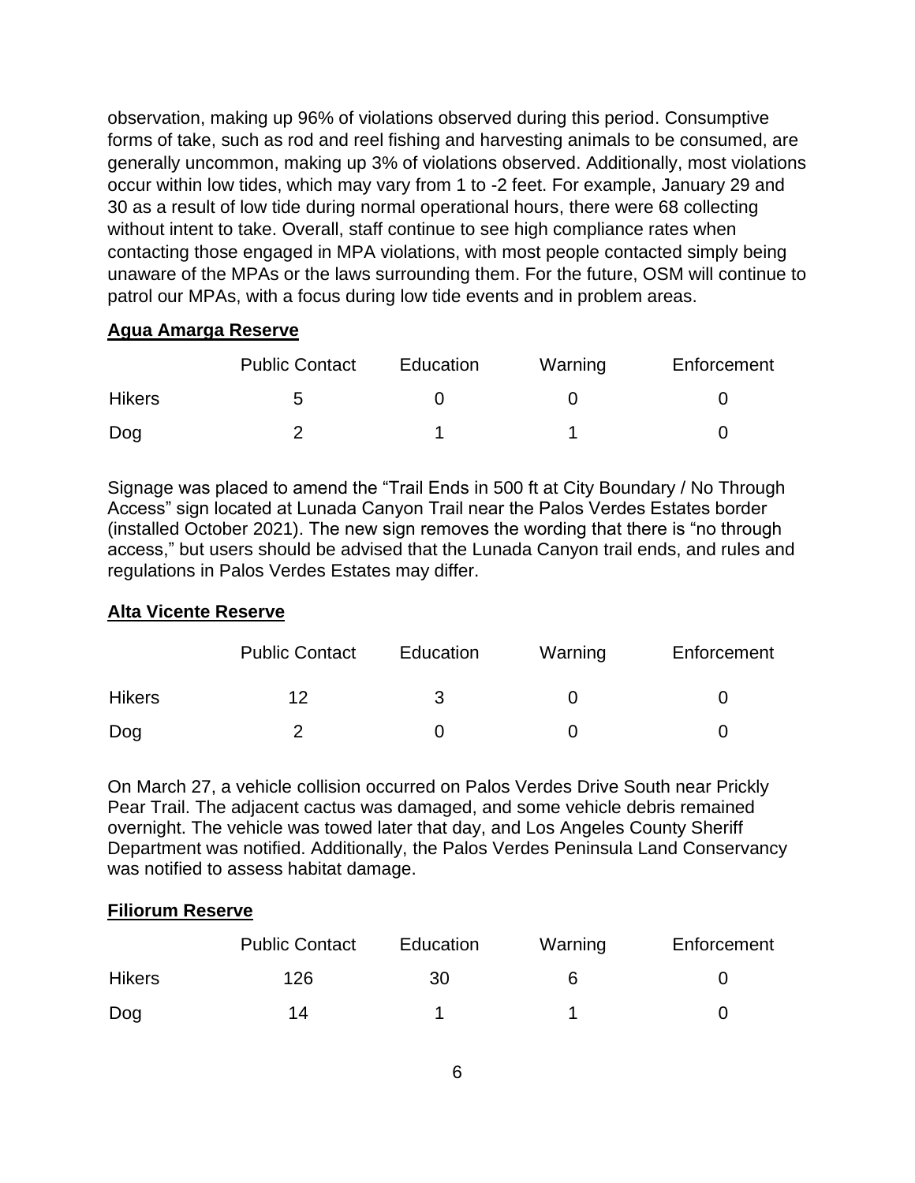observation, making up 96% of violations observed during this period. Consumptive forms of take, such as rod and reel fishing and harvesting animals to be consumed, are generally uncommon, making up 3% of violations observed. Additionally, most violations occur within low tides, which may vary from 1 to -2 feet. For example, January 29 and 30 as a result of low tide during normal operational hours, there were 68 collecting without intent to take. Overall, staff continue to see high compliance rates when contacting those engaged in MPA violations, with most people contacted simply being unaware of the MPAs or the laws surrounding them. For the future, OSM will continue to patrol our MPAs, with a focus during low tide events and in problem areas.

**Agua Amarga Reserve**

| | Public Contact | Education | Warning | Enforcement |
|---|---|---|---|---|
| Hikers | 5 | 0 | 0 | 0 |
| Dog | 2 | 1 | 1 | 0 |

Signage was placed to amend the "Trail Ends in 500 ft at City Boundary / No Through Access" sign located at Lunada Canyon Trail near the Palos Verdes Estates border (installed October 2021). The new sign removes the wording that there is "no through access," but users should be advised that the Lunada Canyon trail ends, and rules and regulations in Palos Verdes Estates may differ.

**Alta Vicente Reserve**

| | Public Contact | Education | Warning | Enforcement |
|---|---|---|---|---|
| Hikers | 12 | 3 | 0 | 0 |
| Dog | 2 | 0 | 0 | 0 |

On March 27, a vehicle collision occurred on Palos Verdes Drive South near Prickly Pear Trail. The adjacent cactus was damaged, and some vehicle debris remained overnight. The vehicle was towed later that day, and Los Angeles County Sheriff Department was notified. Additionally, the Palos Verdes Peninsula Land Conservancy was notified to assess habitat damage.

**Filiorum Reserve**

| | Public Contact | Education | Warning | Enforcement |
|---|---|---|---|---|
| Hikers | 126 | 30 | 6 | 0 |
| Dog | 14 | 1 | 1 | 0 |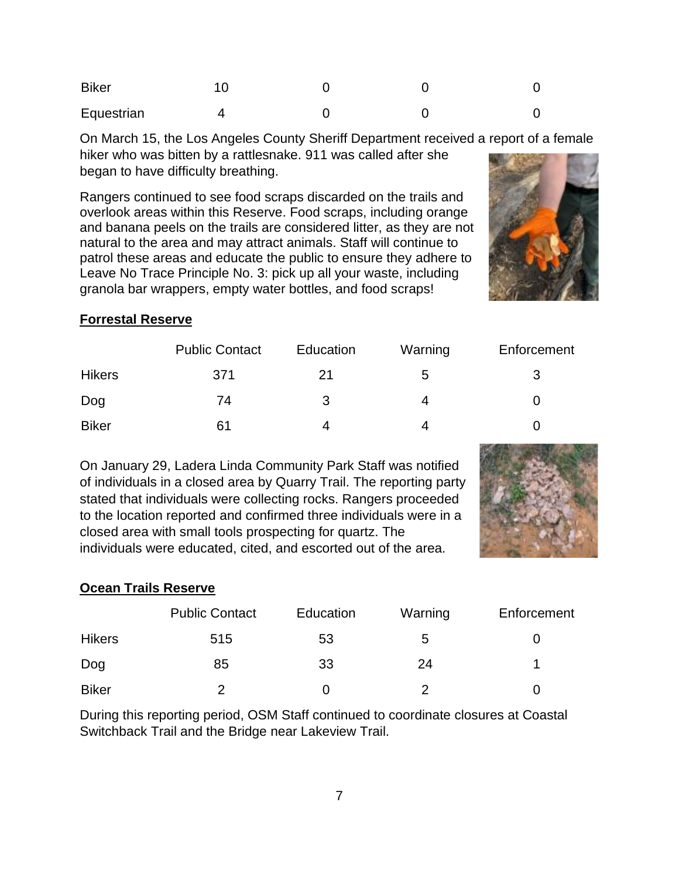| | | | | |
|---|---|---|---|---|
| Biker | 10 | 0 | 0 | 0 |
| Equestrian | 4 | 0 | 0 | 0 |

On March 15, the Los Angeles County Sheriff Department received a report of a female hiker who was bitten by a rattlesnake. 911 was called after she began to have difficulty breathing.

Rangers continued to see food scraps discarded on the trails and overlook areas within this Reserve. Food scraps, including orange and banana peels on the trails are considered litter, as they are not natural to the area and may attract animals. Staff will continue to patrol these areas and educate the public to ensure they adhere to Leave No Trace Principle No. 3: pick up all your waste, including granola bar wrappers, empty water bottles, and food scraps!

**Forrestal Reserve**

| | Public Contact | Education | Warning | Enforcement |
|---|---|---|---|---|
| Hikers | 371 | 21 | 5 | 3 |
| Dog | 74 | 3 | 4 | 0 |
| Biker | 61 | 4 | 4 | 0 |

On January 29, Ladera Linda Community Park Staff was notified of individuals in a closed area by Quarry Trail. The reporting party stated that individuals were collecting rocks. Rangers proceeded to the location reported and confirmed three individuals were in a closed area with small tools prospecting for quartz. The individuals were educated, cited, and escorted out of the area.

**Ocean Trails Reserve**

| | Public Contact | Education | Warning | Enforcement |
|---|---|---|---|---|
| Hikers | 515 | 53 | 5 | 0 |
| Dog | 85 | 33 | 24 | 1 |
| Biker | 2 | 0 | 2 | 0 |

During this reporting period, OSM Staff continued to coordinate closures at Coastal Switchback Trail and the Bridge near Lakeview Trail.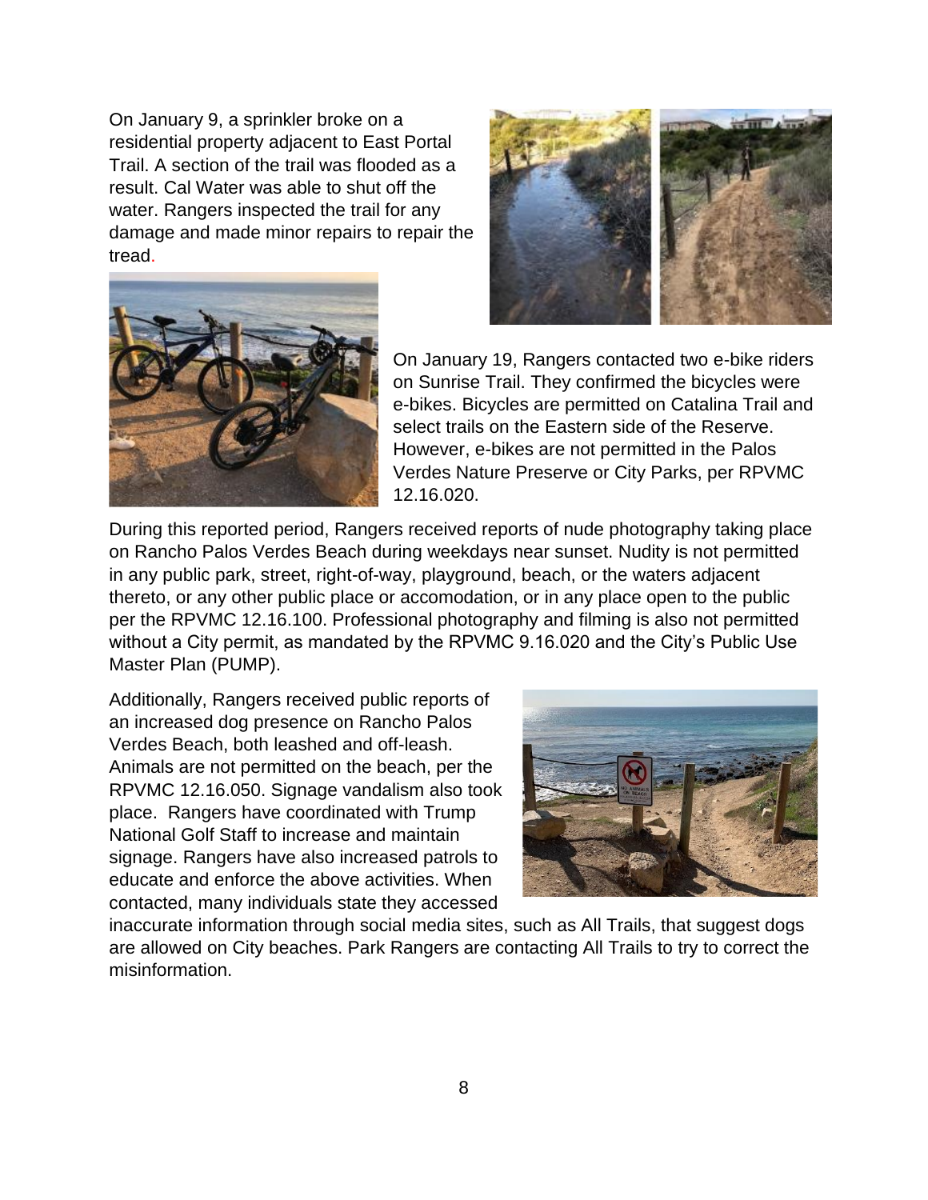On January 9, a sprinkler broke on a residential property adjacent to East Portal Trail. A section of the trail was flooded as a result. Cal Water was able to shut off the water. Rangers inspected the trail for any damage and made minor repairs to repair the tread.

On January 19, Rangers contacted two e-bike riders on Sunrise Trail. They confirmed the bicycles were e-bikes. Bicycles are permitted on Catalina Trail and select trails on the Eastern side of the Reserve. However, e-bikes are not permitted in the Palos Verdes Nature Preserve or City Parks, per RPVMC 12.16.020.

During this reported period, Rangers received reports of nude photography taking place on Rancho Palos Verdes Beach during weekdays near sunset. Nudity is not permitted in any public park, street, right-of-way, playground, beach, or the waters adjacent thereto, or any other public place or accomodation, or in any place open to the public per the RPVMC 12.16.100. Professional photography and filming is also not permitted without a City permit, as mandated by the RPVMC 9.16.020 and the City's Public Use Master Plan (PUMP).

Additionally, Rangers received public reports of an increased dog presence on Rancho Palos Verdes Beach, both leashed and off-leash. Animals are not permitted on the beach, per the RPVMC 12.16.050. Signage vandalism also took place. Rangers have coordinated with Trump National Golf Staff to increase and maintain signage. Rangers have also increased patrols to educate and enforce the above activities. When contacted, many individuals state they accessed inaccurate information through social media sites, such as All Trails, that suggest dogs are allowed on City beaches. Park Rangers are contacting All Trails to try to correct the misinformation.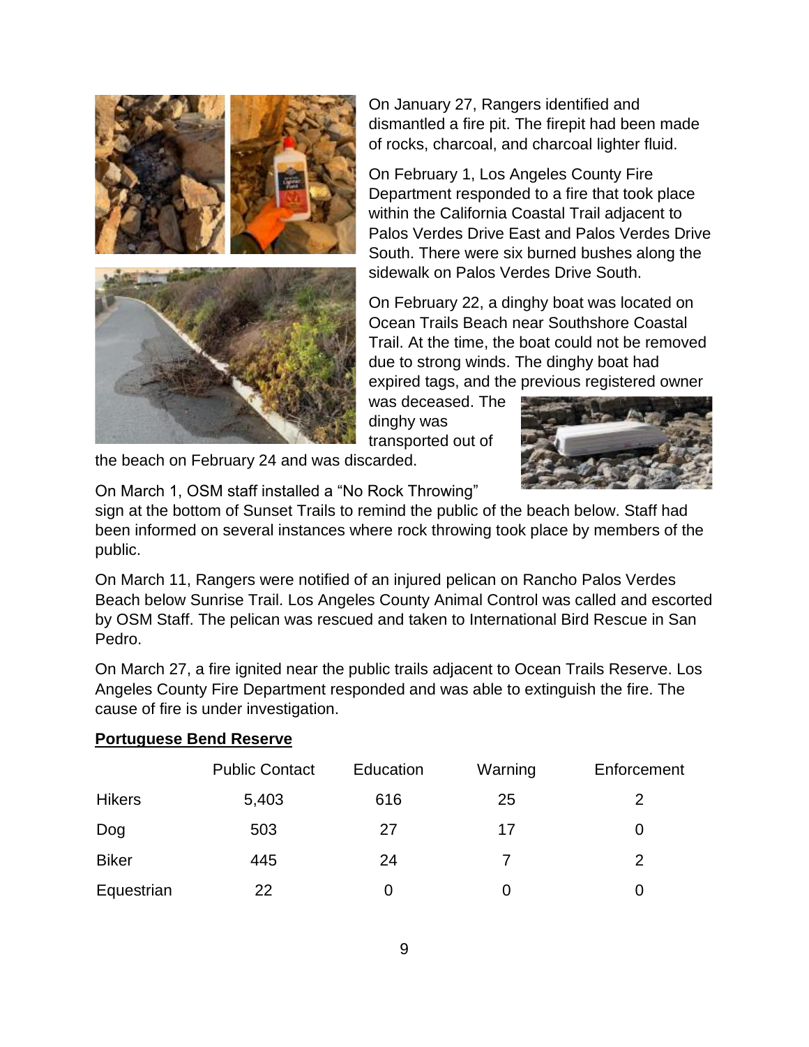On January 27, Rangers identified and dismantled a fire pit. The firepit had been made of rocks, charcoal, and charcoal lighter fluid.

On February 1, Los Angeles County Fire Department responded to a fire that took place within the California Coastal Trail adjacent to Palos Verdes Drive East and Palos Verdes Drive South. There were six burned bushes along the sidewalk on Palos Verdes Drive South.

On February 22, a dinghy boat was located on Ocean Trails Beach near Southshore Coastal Trail. At the time, the boat could not be removed due to strong winds. The dinghy boat had expired tags, and the previous registered owner was deceased. The dinghy was transported out of the beach on February 24 and was discarded.

On March 1, OSM staff installed a "No Rock Throwing" sign at the bottom of Sunset Trails to remind the public of the beach below. Staff had been informed on several instances where rock throwing took place by members of the public.

On March 11, Rangers were notified of an injured pelican on Rancho Palos Verdes Beach below Sunrise Trail. Los Angeles County Animal Control was called and escorted by OSM Staff. The pelican was rescued and taken to International Bird Rescue in San Pedro.

On March 27, a fire ignited near the public trails adjacent to Ocean Trails Reserve. Los Angeles County Fire Department responded and was able to extinguish the fire. The cause of fire is under investigation.

**Portuguese Bend Reserve**

| | Public Contact | Education | Warning | Enforcement |
|---|---|---|---|---|
| Hikers | 5,403 | 616 | 25 | 2 |
| Dog | 503 | 27 | 17 | 0 |
| Biker | 445 | 24 | 7 | 2 |
| Equestrian | 22 | 0 | 0 | 0 |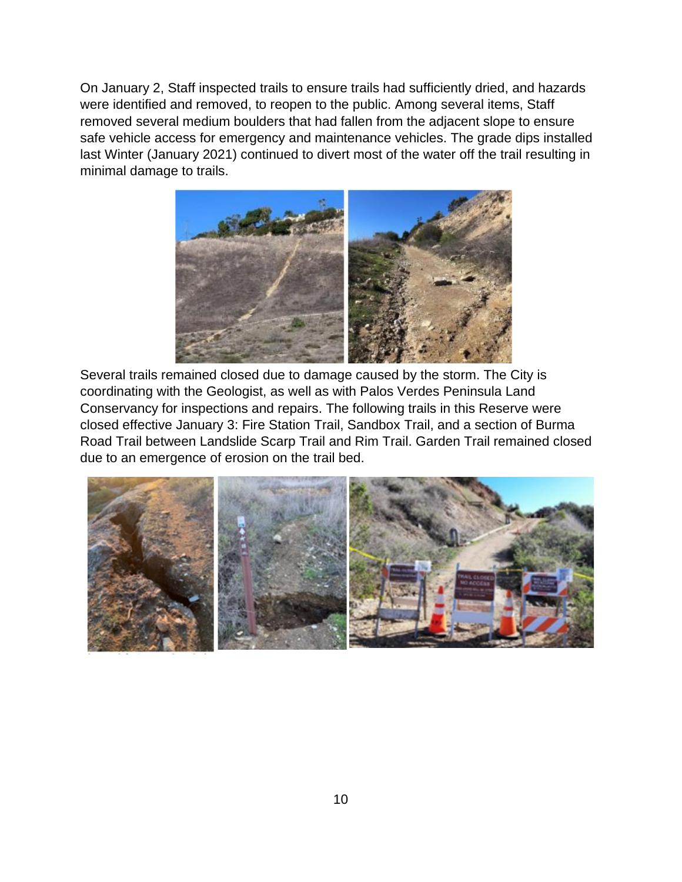On January 2, Staff inspected trails to ensure trails had sufficiently dried, and hazards were identified and removed, to reopen to the public. Among several items, Staff removed several medium boulders that had fallen from the adjacent slope to ensure safe vehicle access for emergency and maintenance vehicles. The grade dips installed last Winter (January 2021) continued to divert most of the water off the trail resulting in minimal damage to trails.

Several trails remained closed due to damage caused by the storm. The City is coordinating with the Geologist, as well as with Palos Verdes Peninsula Land Conservancy for inspections and repairs. The following trails in this Reserve were closed effective January 3: Fire Station Trail, Sandbox Trail, and a section of Burma Road Trail between Landslide Scarp Trail and Rim Trail. Garden Trail remained closed due to an emergence of erosion on the trail bed.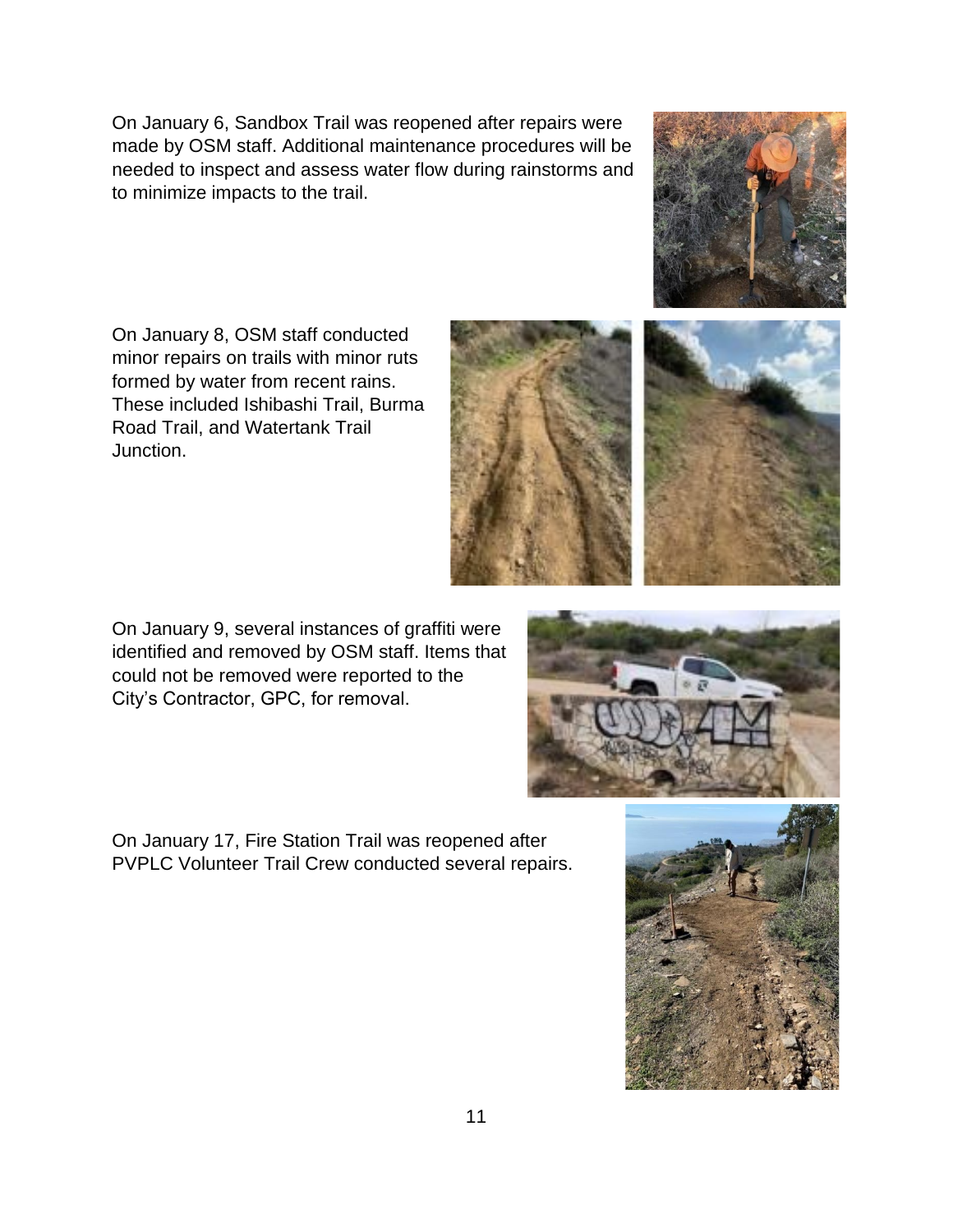On January 6, Sandbox Trail was reopened after repairs were made by OSM staff. Additional maintenance procedures will be needed to inspect and assess water flow during rainstorms and to minimize impacts to the trail.

On January 8, OSM staff conducted minor repairs on trails with minor ruts formed by water from recent rains. These included Ishibashi Trail, Burma Road Trail, and Watertank Trail Junction.

On January 9, several instances of graffiti were identified and removed by OSM staff. Items that could not be removed were reported to the City's Contractor, GPC, for removal.

On January 17, Fire Station Trail was reopened after PVPLC Volunteer Trail Crew conducted several repairs.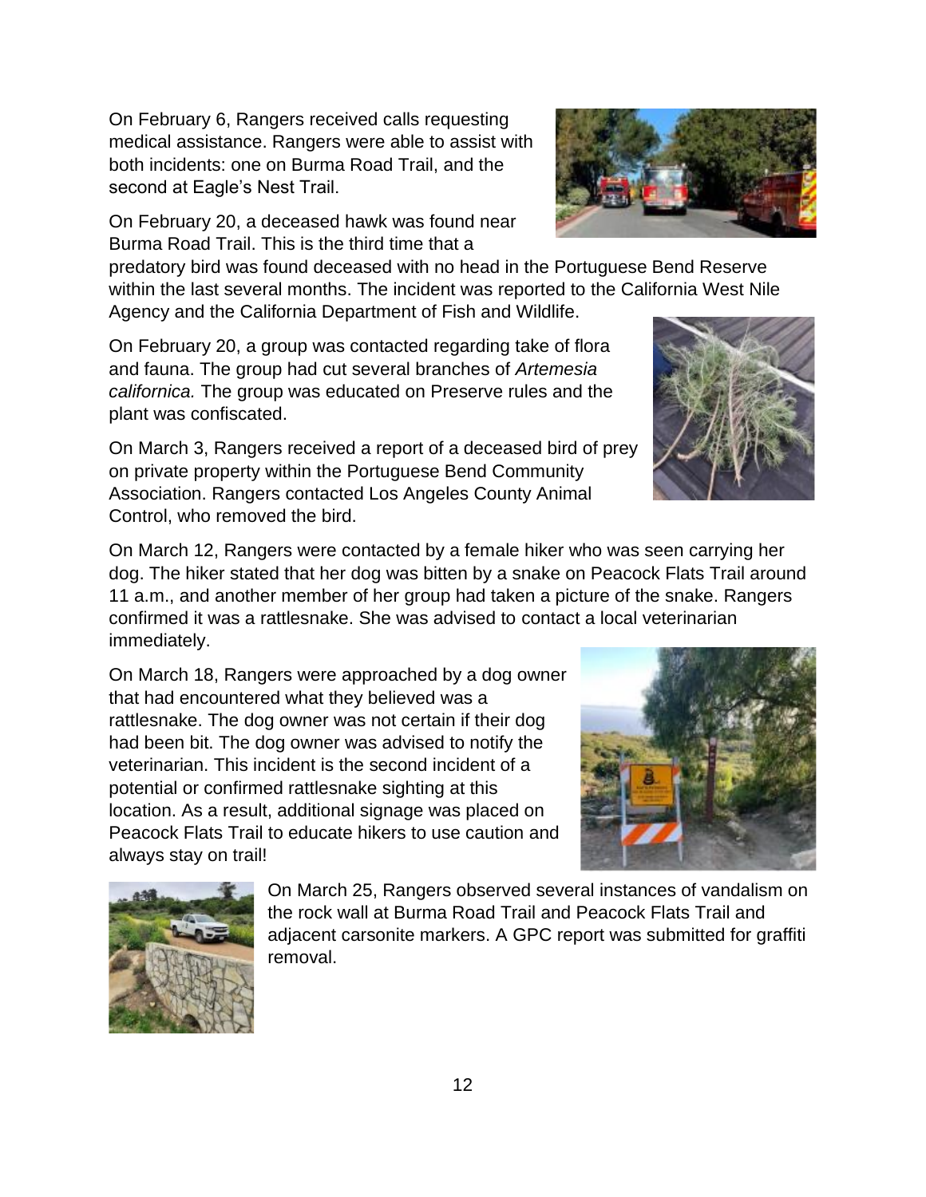On February 6, Rangers received calls requesting medical assistance. Rangers were able to assist with both incidents: one on Burma Road Trail, and the second at Eagle's Nest Trail.

On February 20, a deceased hawk was found near Burma Road Trail. This is the third time that a predatory bird was found deceased with no head in the Portuguese Bend Reserve within the last several months. The incident was reported to the California West Nile Agency and the California Department of Fish and Wildlife.

On February 20, a group was contacted regarding take of flora and fauna. The group had cut several branches of *Artemesia californica.* The group was educated on Preserve rules and the plant was confiscated.

On March 3, Rangers received a report of a deceased bird of prey on private property within the Portuguese Bend Community Association. Rangers contacted Los Angeles County Animal Control, who removed the bird.

On March 12, Rangers were contacted by a female hiker who was seen carrying her dog. The hiker stated that her dog was bitten by a snake on Peacock Flats Trail around 11 a.m., and another member of her group had taken a picture of the snake. Rangers confirmed it was a rattlesnake. She was advised to contact a local veterinarian immediately.

On March 18, Rangers were approached by a dog owner that had encountered what they believed was a rattlesnake. The dog owner was not certain if their dog had been bit. The dog owner was advised to notify the veterinarian. This incident is the second incident of a potential or confirmed rattlesnake sighting at this location. As a result, additional signage was placed on Peacock Flats Trail to educate hikers to use caution and always stay on trail!

On March 25, Rangers observed several instances of vandalism on the rock wall at Burma Road Trail and Peacock Flats Trail and adjacent carsonite markers. A GPC report was submitted for graffiti removal.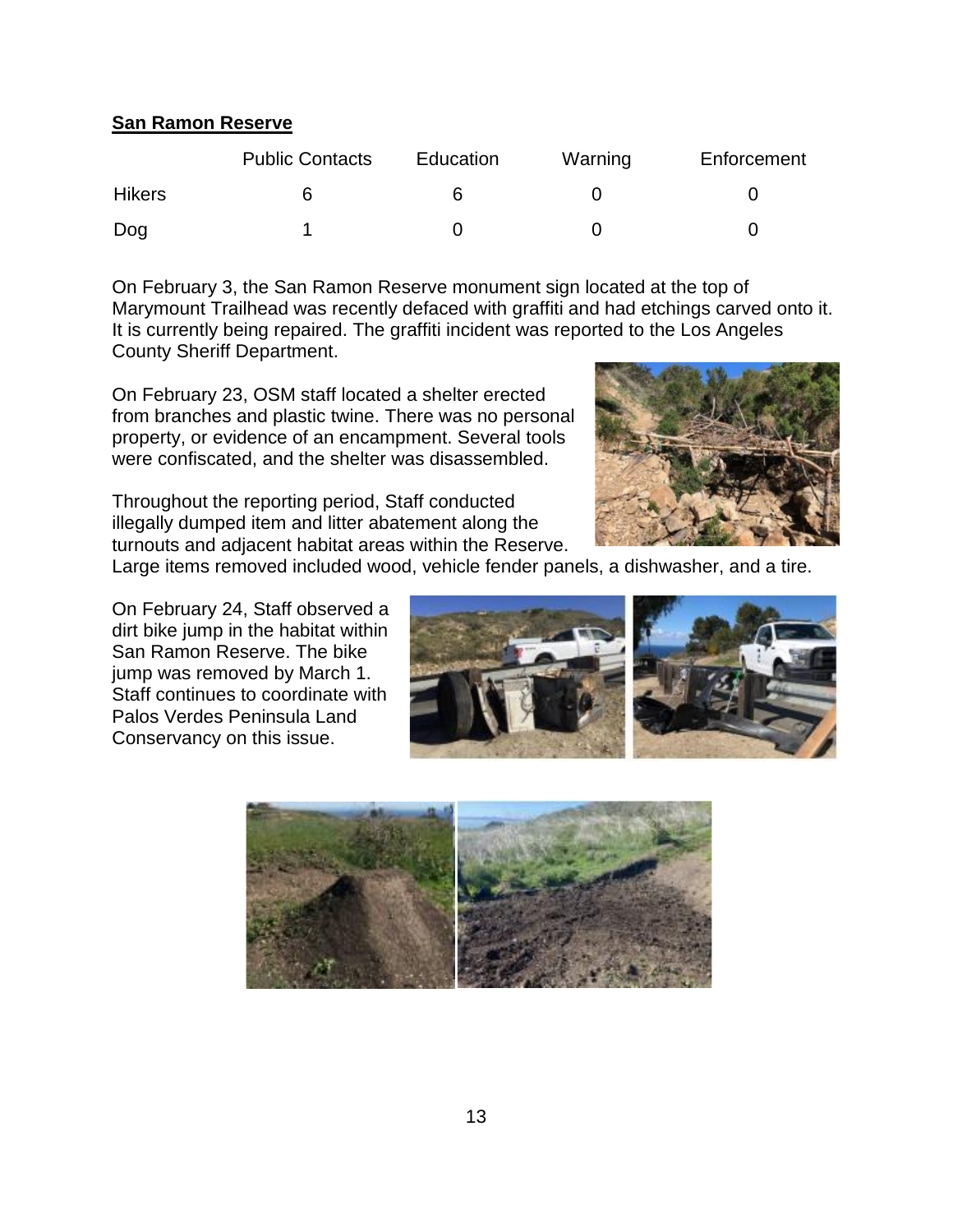**San Ramon Reserve**

| | Public Contacts | Education | Warning | Enforcement |
|---|---|---|---|---|
| Hikers | 6 | 6 | 0 | 0 |
| Dog | 1 | 0 | 0 | 0 |

On February 3, the San Ramon Reserve monument sign located at the top of Marymount Trailhead was recently defaced with graffiti and had etchings carved onto it. It is currently being repaired. The graffiti incident was reported to the Los Angeles County Sheriff Department.

On February 23, OSM staff located a shelter erected from branches and plastic twine. There was no personal property, or evidence of an encampment. Several tools were confiscated, and the shelter was disassembled.

Throughout the reporting period, Staff conducted illegally dumped item and litter abatement along the turnouts and adjacent habitat areas within the Reserve. Large items removed included wood, vehicle fender panels, a dishwasher, and a tire.

On February 24, Staff observed a dirt bike jump in the habitat within San Ramon Reserve. The bike jump was removed by March 1. Staff continues to coordinate with Palos Verdes Peninsula Land Conservancy on this issue.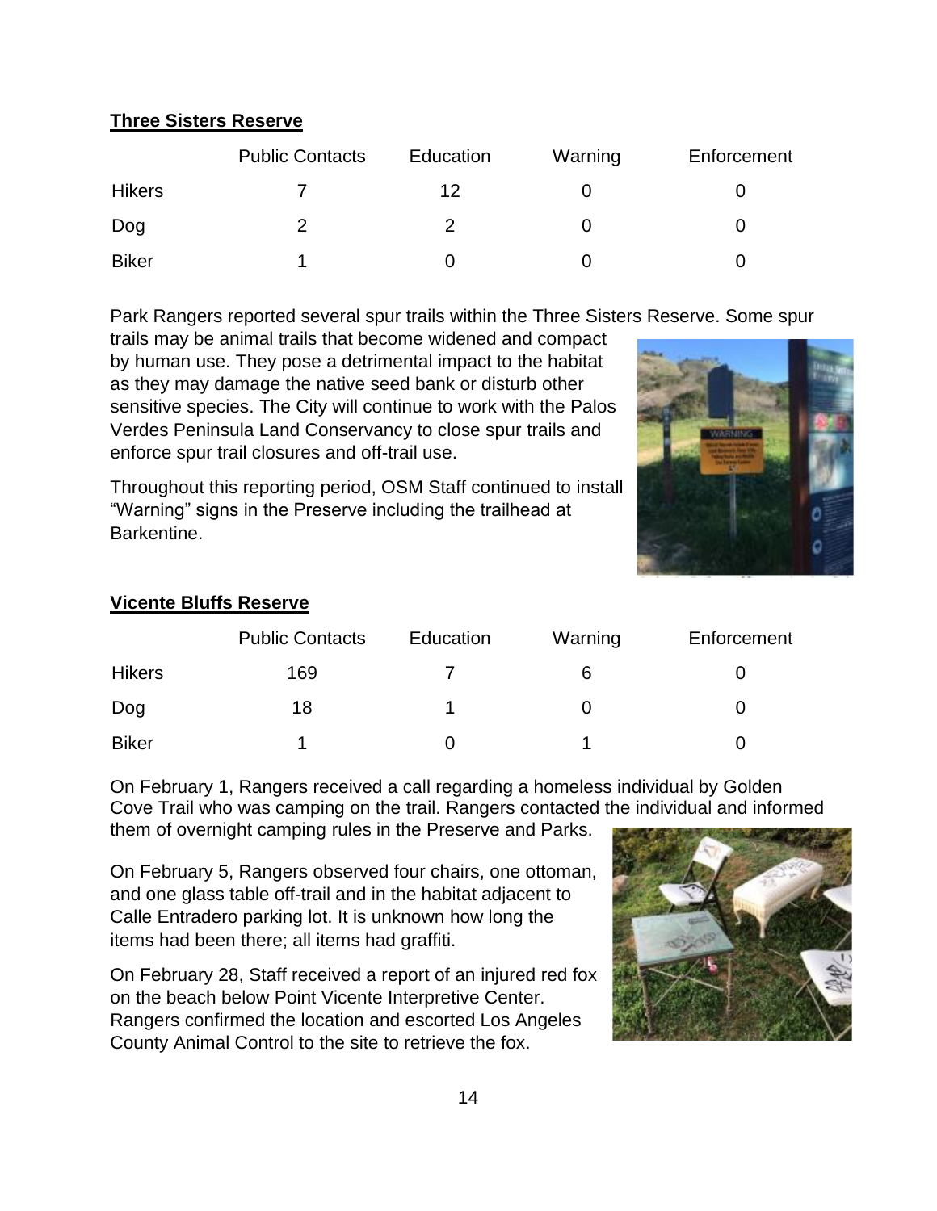**Three Sisters Reserve**

| | Public Contacts | Education | Warning | Enforcement |
|---|---|---|---|---|
| Hikers | 7 | 12 | 0 | 0 |
| Dog | 2 | 2 | 0 | 0 |
| Biker | 1 | 0 | 0 | 0 |

Park Rangers reported several spur trails within the Three Sisters Reserve. Some spur trails may be animal trails that become widened and compact by human use. They pose a detrimental impact to the habitat as they may damage the native seed bank or disturb other sensitive species. The City will continue to work with the Palos Verdes Peninsula Land Conservancy to close spur trails and enforce spur trail closures and off-trail use.

Throughout this reporting period, OSM Staff continued to install "Warning" signs in the Preserve including the trailhead at Barkentine.

**Vicente Bluffs Reserve**

| | Public Contacts | Education | Warning | Enforcement |
|---|---|---|---|---|
| Hikers | 169 | 7 | 6 | 0 |
| Dog | 18 | 1 | 0 | 0 |
| Biker | 1 | 0 | 1 | 0 |

On February 1, Rangers received a call regarding a homeless individual by Golden Cove Trail who was camping on the trail. Rangers contacted the individual and informed them of overnight camping rules in the Preserve and Parks.

On February 5, Rangers observed four chairs, one ottoman, and one glass table off-trail and in the habitat adjacent to Calle Entradero parking lot. It is unknown how long the items had been there; all items had graffiti.

On February 28, Staff received a report of an injured red fox on the beach below Point Vicente Interpretive Center. Rangers confirmed the location and escorted Los Angeles County Animal Control to the site to retrieve the fox.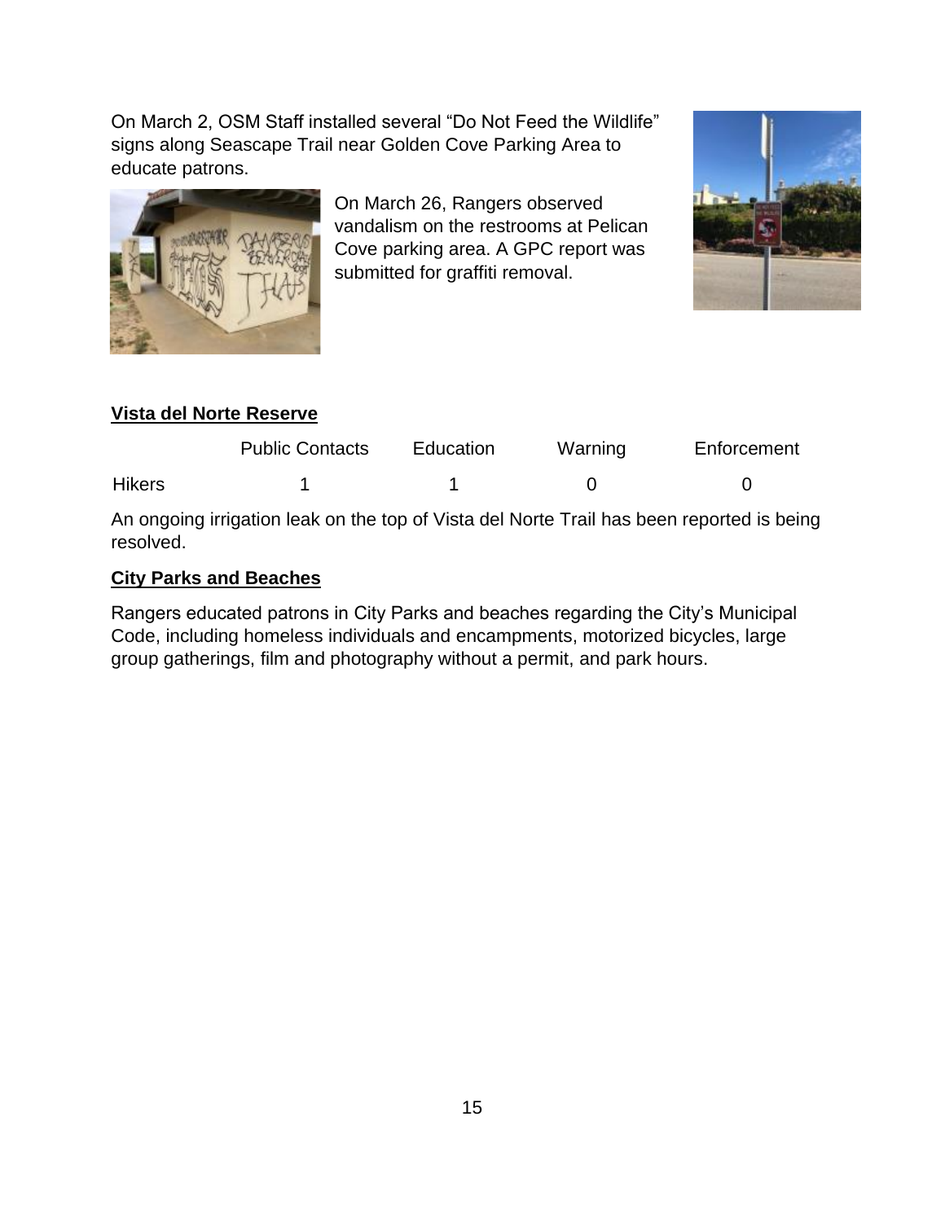On March 2, OSM Staff installed several "Do Not Feed the Wildlife" signs along Seascape Trail near Golden Cove Parking Area to educate patrons.

On March 26, Rangers observed vandalism on the restrooms at Pelican Cove parking area. A GPC report was submitted for graffiti removal.

## Vista del Norte Reserve

| | Public Contacts | Education | Warning | Enforcement |
|---|---|---|---|---|
| Hikers | 1 | 1 | 0 | 0 |

An ongoing irrigation leak on the top of Vista del Norte Trail has been reported is being resolved.

## City Parks and Beaches

Rangers educated patrons in City Parks and beaches regarding the City's Municipal Code, including homeless individuals and encampments, motorized bicycles, large group gatherings, film and photography without a permit, and park hours.